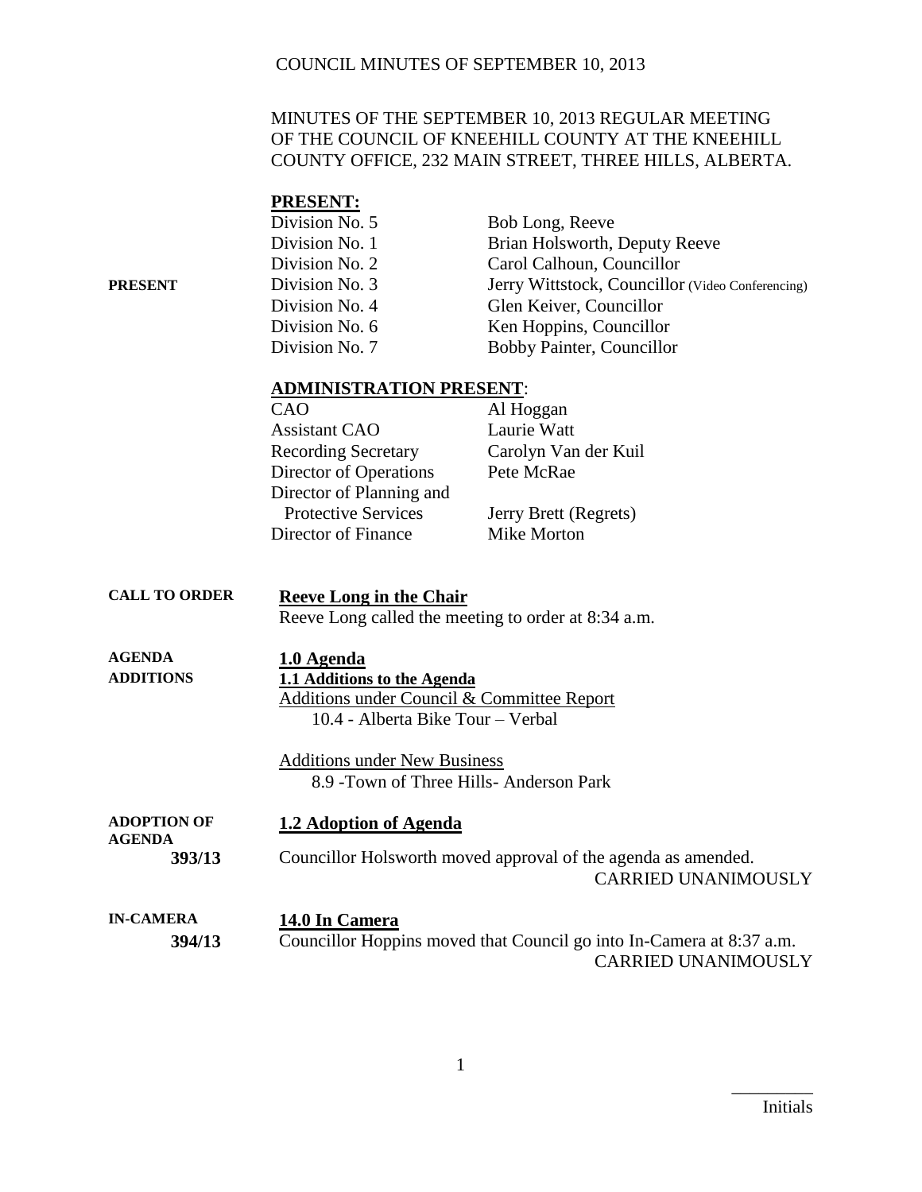# MINUTES OF THE SEPTEMBER 10, 2013 REGULAR MEETING OF THE COUNCIL OF KNEEHILL COUNTY AT THE KNEEHILL COUNTY OFFICE, 232 MAIN STREET, THREE HILLS, ALBERTA.

**PRESENT:**

**PRESENT**

| | |
|---|---|
| Division No. 5 | Bob Long, Reeve |
| Division No. 1 | Brian Holsworth, Deputy Reeve |
| Division No. 2 | Carol Calhoun, Councillor |
| Division No. 3 | Jerry Wittstock, Councillor (Video Conferencing) |
| Division No. 4 | Glen Keiver, Councillor |
| Division No. 6 | Ken Hoppins, Councillor |
| Division No. 7 | Bobby Painter, Councillor |

**ADMINISTRATION PRESENT**:

| | |
|---|---|
| CAO | Al Hoggan |
| Assistant CAO | Laurie Watt |
| Recording Secretary | Carolyn Van der Kuil |
| Director of Operations | Pete McRae |
| Director of Planning and Protective Services | Jerry Brett (Regrets) |
| Director of Finance | Mike Morton |

**CALL TO ORDER**

**Reeve Long in the Chair**

Reeve Long called the meeting to order at 8:34 a.m.

**AGENDA ADDITIONS**

**1.0 Agenda**

**1.1 Additions to the Agenda**

Additions under Council & Committee Report
- 10.4 - Alberta Bike Tour – Verbal

Additions under New Business
- 8.9 -Town of Three Hills- Anderson Park

**ADOPTION OF AGENDA**

**1.2 Adoption of Agenda**

**393/13**

Councillor Holsworth moved approval of the agenda as amended.

CARRIED UNANIMOUSLY

**IN-CAMERA**

**14.0 In Camera**

**394/13**

Councillor Hoppins moved that Council go into In-Camera at 8:37 a.m.

CARRIED UNANIMOUSLY

\_\_\_\_\_\_\_\_\_
Initials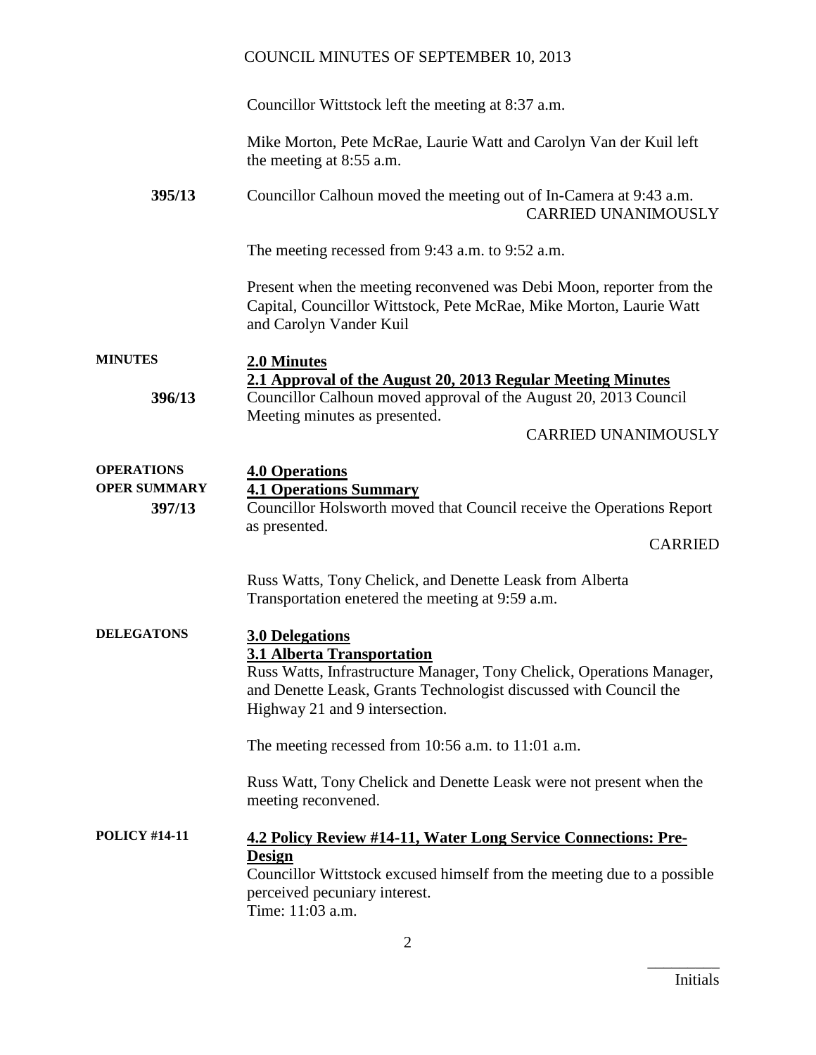Councillor Wittstock left the meeting at 8:37 a.m.

Mike Morton, Pete McRae, Laurie Watt and Carolyn Van der Kuil left the meeting at 8:55 a.m.

**395/13** Councillor Calhoun moved the meeting out of In-Camera at 9:43 a.m.

CARRIED UNANIMOUSLY

The meeting recessed from 9:43 a.m. to 9:52 a.m.

Present when the meeting reconvened was Debi Moon, reporter from the Capital, Councillor Wittstock, Pete McRae, Mike Morton, Laurie Watt and Carolyn Vander Kuil

**MINUTES**

## 2.0 Minutes

### 2.1 Approval of the August 20, 2013 Regular Meeting Minutes

**396/13** Councillor Calhoun moved approval of the August 20, 2013 Council Meeting minutes as presented.

CARRIED UNANIMOUSLY

**OPERATIONS**

## 4.0 Operations

**OPER SUMMARY**

### 4.1 Operations Summary

**397/13** Councillor Holsworth moved that Council receive the Operations Report as presented.

CARRIED

Russ Watts, Tony Chelick, and Denette Leask from Alberta Transportation enetered the meeting at 9:59 a.m.

**DELEGATONS**

## 3.0 Delegations

### 3.1 Alberta Transportation

Russ Watts, Infrastructure Manager, Tony Chelick, Operations Manager, and Denette Leask, Grants Technologist discussed with Council the Highway 21 and 9 intersection.

The meeting recessed from 10:56 a.m. to 11:01 a.m.

Russ Watt, Tony Chelick and Denette Leask were not present when the meeting reconvened.

**POLICY #14-11**

### 4.2 Policy Review #14-11, Water Long Service Connections: Pre-Design

Councillor Wittstock excused himself from the meeting due to a possible perceived pecuniary interest.
Time: 11:03 a.m.

\_\_\_\_\_\_\_\_\_
Initials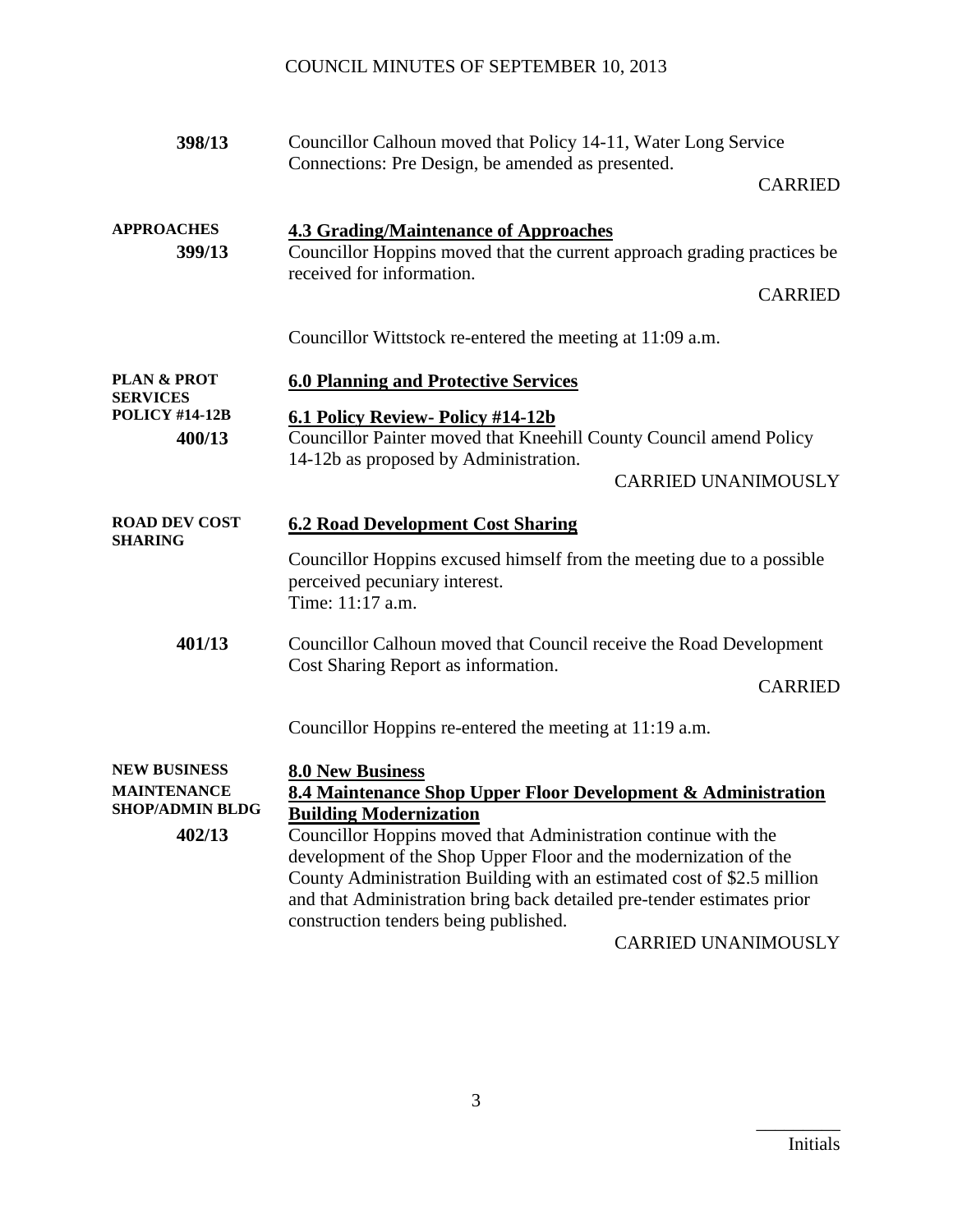**398/13** Councillor Calhoun moved that Policy 14-11, Water Long Service Connections: Pre Design, be amended as presented.

CARRIED

**APPROACHES**

**4.3 Grading/Maintenance of Approaches**

**399/13** Councillor Hoppins moved that the current approach grading practices be received for information.

CARRIED

Councillor Wittstock re-entered the meeting at 11:09 a.m.

**PLAN & PROT SERVICES**

**6.0 Planning and Protective Services**

**POLICY #14-12B**

**6.1 Policy Review- Policy #14-12b**

**400/13** Councillor Painter moved that Kneehill County Council amend Policy 14-12b as proposed by Administration.

CARRIED UNANIMOUSLY

**ROAD DEV COST SHARING**

**6.2 Road Development Cost Sharing**

Councillor Hoppins excused himself from the meeting due to a possible perceived pecuniary interest.
Time: 11:17 a.m.

**401/13** Councillor Calhoun moved that Council receive the Road Development Cost Sharing Report as information.

CARRIED

Councillor Hoppins re-entered the meeting at 11:19 a.m.

**NEW BUSINESS**

**8.0 New Business**

**MAINTENANCE SHOP/ADMIN BLDG**

**8.4 Maintenance Shop Upper Floor Development & Administration Building Modernization**

**402/13** Councillor Hoppins moved that Administration continue with the development of the Shop Upper Floor and the modernization of the County Administration Building with an estimated cost of $2.5 million and that Administration bring back detailed pre-tender estimates prior construction tenders being published.

CARRIED UNANIMOUSLY

_________
Initials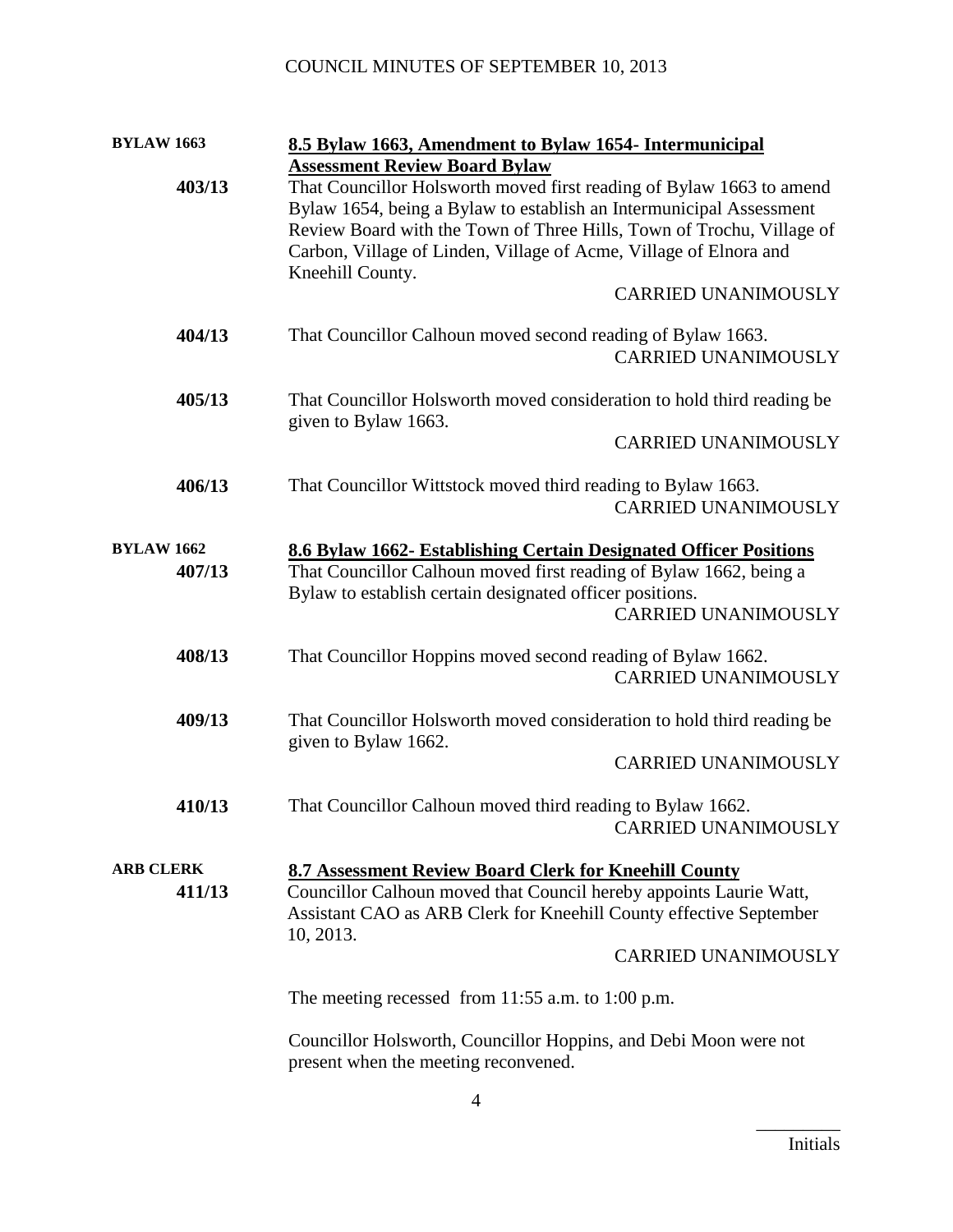**BYLAW 1663**

**8.5 Bylaw 1663, Amendment to Bylaw 1654- Intermunicipal Assessment Review Board Bylaw**

**403/13** That Councillor Holsworth moved first reading of Bylaw 1663 to amend Bylaw 1654, being a Bylaw to establish an Intermunicipal Assessment Review Board with the Town of Three Hills, Town of Trochu, Village of Carbon, Village of Linden, Village of Acme, Village of Elnora and Kneehill County.

CARRIED UNANIMOUSLY

**404/13** That Councillor Calhoun moved second reading of Bylaw 1663.

CARRIED UNANIMOUSLY

**405/13** That Councillor Holsworth moved consideration to hold third reading be given to Bylaw 1663.

CARRIED UNANIMOUSLY

**406/13** That Councillor Wittstock moved third reading to Bylaw 1663.

CARRIED UNANIMOUSLY

**BYLAW 1662**

**8.6 Bylaw 1662- Establishing Certain Designated Officer Positions**

**407/13** That Councillor Calhoun moved first reading of Bylaw 1662, being a Bylaw to establish certain designated officer positions.

CARRIED UNANIMOUSLY

**408/13** That Councillor Hoppins moved second reading of Bylaw 1662.

CARRIED UNANIMOUSLY

**409/13** That Councillor Holsworth moved consideration to hold third reading be given to Bylaw 1662.

CARRIED UNANIMOUSLY

**410/13** That Councillor Calhoun moved third reading to Bylaw 1662.

CARRIED UNANIMOUSLY

**ARB CLERK**

**8.7 Assessment Review Board Clerk for Kneehill County**

**411/13** Councillor Calhoun moved that Council hereby appoints Laurie Watt, Assistant CAO as ARB Clerk for Kneehill County effective September 10, 2013.

CARRIED UNANIMOUSLY

The meeting recessed from 11:55 a.m. to 1:00 p.m.

Councillor Holsworth, Councillor Hoppins, and Debi Moon were not present when the meeting reconvened.

_________
Initials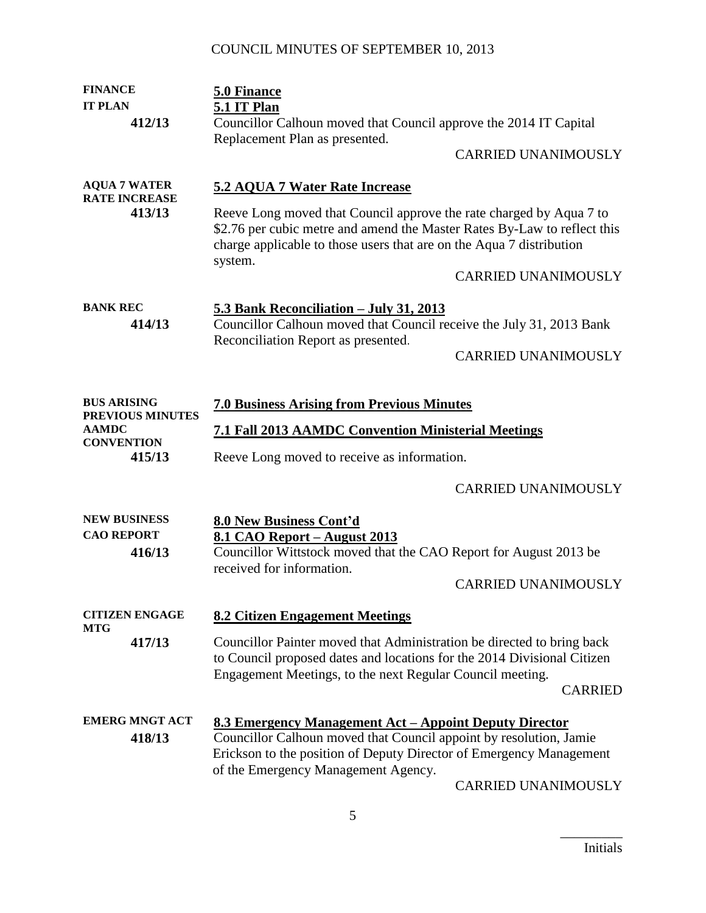**FINANCE**
**IT PLAN**
**412/13**

**5.0 Finance**
**5.1 IT Plan**

Councillor Calhoun moved that Council approve the 2014 IT Capital Replacement Plan as presented.

CARRIED UNANIMOUSLY

**AQUA 7 WATER RATE INCREASE**
**413/13**

**5.2 AQUA 7 Water Rate Increase**

Reeve Long moved that Council approve the rate charged by Aqua 7 to $2.76 per cubic metre and amend the Master Rates By-Law to reflect this charge applicable to those users that are on the Aqua 7 distribution system.

CARRIED UNANIMOUSLY

**BANK REC**
**414/13**

**5.3 Bank Reconciliation – July 31, 2013**

Councillor Calhoun moved that Council receive the July 31, 2013 Bank Reconciliation Report as presented.

CARRIED UNANIMOUSLY

**BUS ARISING PREVIOUS MINUTES**
**AAMDC CONVENTION**
**415/13**

**7.0 Business Arising from Previous Minutes**

**7.1 Fall 2013 AAMDC Convention Ministerial Meetings**

Reeve Long moved to receive as information.

CARRIED UNANIMOUSLY

**NEW BUSINESS**
**CAO REPORT**
**416/13**

**8.0 New Business Cont'd**
**8.1 CAO Report – August 2013**

Councillor Wittstock moved that the CAO Report for August 2013 be received for information.

CARRIED UNANIMOUSLY

**CITIZEN ENGAGE MTG**
**417/13**

**8.2 Citizen Engagement Meetings**

Councillor Painter moved that Administration be directed to bring back to Council proposed dates and locations for the 2014 Divisional Citizen Engagement Meetings, to the next Regular Council meeting.

CARRIED

**EMERG MNGT ACT**
**418/13**

**8.3 Emergency Management Act – Appoint Deputy Director**

Councillor Calhoun moved that Council appoint by resolution, Jamie Erickson to the position of Deputy Director of Emergency Management of the Emergency Management Agency.

CARRIED UNANIMOUSLY

_________
Initials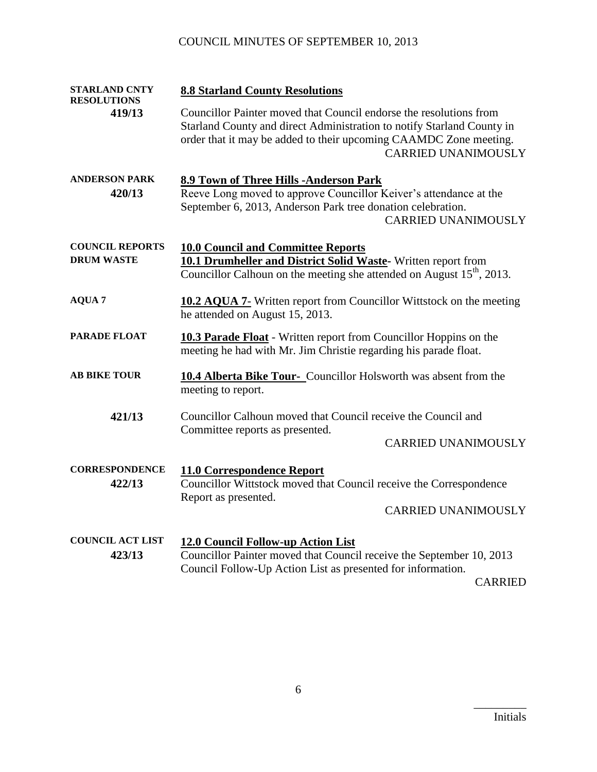**STARLAND CNTY RESOLUTIONS**

**419/13**

**8.8 Starland County Resolutions**

Councillor Painter moved that Council endorse the resolutions from Starland County and direct Administration to notify Starland County in order that it may be added to their upcoming CAAMDC Zone meeting.

CARRIED UNANIMOUSLY

**ANDERSON PARK**

**420/13**

**8.9 Town of Three Hills -Anderson Park**

Reeve Long moved to approve Councillor Keiver's attendance at the September 6, 2013, Anderson Park tree donation celebration.

CARRIED UNANIMOUSLY

**COUNCIL REPORTS**

**10.0 Council and Committee Reports**

**DRUM WASTE**

**10.1 Drumheller and District Solid Waste**- Written report from Councillor Calhoun on the meeting she attended on August 15th, 2013.

**AQUA 7**

**10.2 AQUA 7**- Written report from Councillor Wittstock on the meeting he attended on August 15, 2013.

**PARADE FLOAT**

**10.3 Parade Float** - Written report from Councillor Hoppins on the meeting he had with Mr. Jim Christie regarding his parade float.

**AB BIKE TOUR**

**10.4 Alberta Bike Tour-** Councillor Holsworth was absent from the meeting to report.

**421/13**

Councillor Calhoun moved that Council receive the Council and Committee reports as presented.

CARRIED UNANIMOUSLY

**CORRESPONDENCE**

**422/13**

**11.0 Correspondence Report**

Councillor Wittstock moved that Council receive the Correspondence Report as presented.

CARRIED UNANIMOUSLY

**COUNCIL ACT LIST**

**423/13**

**12.0 Council Follow-up Action List**

Councillor Painter moved that Council receive the September 10, 2013 Council Follow-Up Action List as presented for information.

CARRIED

_________

Initials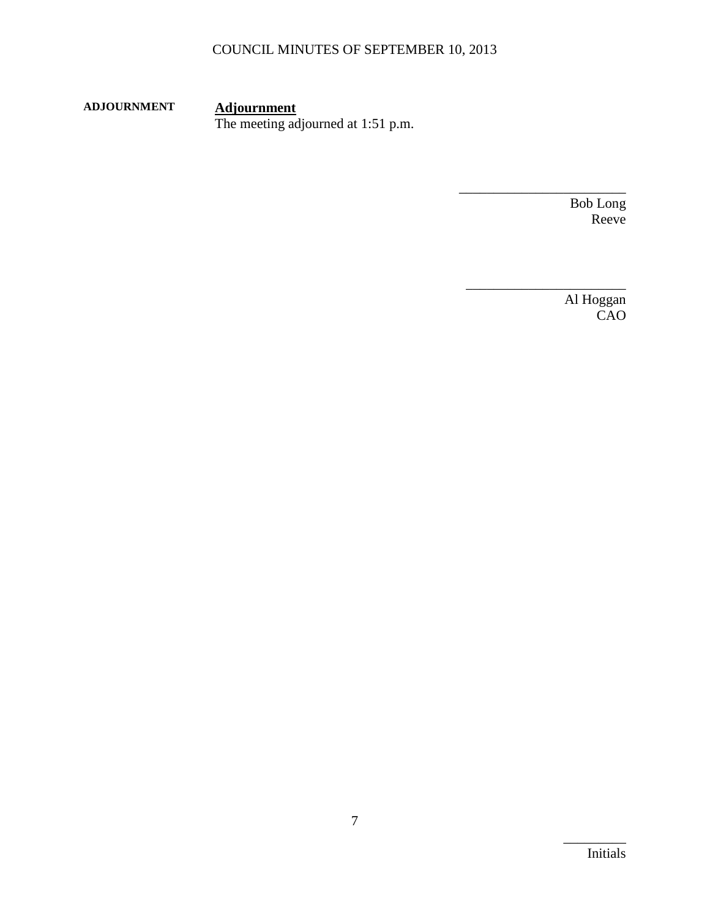**ADJOURNMENT**

## Adjournment

The meeting adjourned at 1:51 p.m.

\_\_\_\_\_\_\_\_\_\_\_\_\_\_\_\_\_\_\_\_\_\_\_\_\_

Bob Long
Reeve

\_\_\_\_\_\_\_\_\_\_\_\_\_\_\_\_\_\_\_\_\_\_\_\_\_

Al Hoggan
CAO

\_\_\_\_\_\_\_\_\_\_

Initials